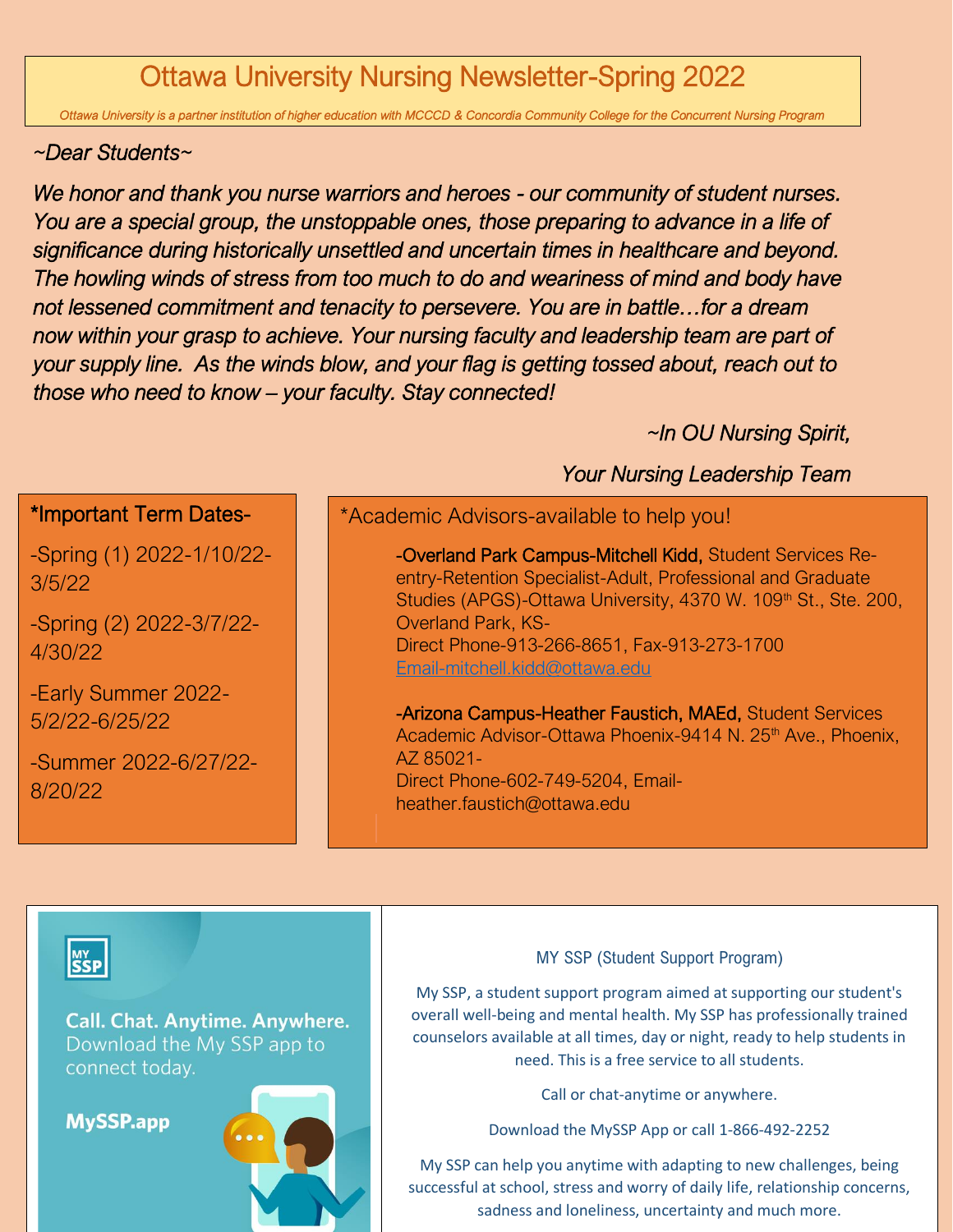# Ottawa University Nursing Newsletter-Spring 2022

*Ottawa University is a partner institution of higher education with MCCCD & Concordia Community College for the Concurrent Nursing Program*

*~Dear Students~*

*We honor and thank you nurse warriors and heroes - our community of student nurses. You are a special group, the unstoppable ones, those preparing to advance in a life of significance during historically unsettled and uncertain times in healthcare and beyond. The howling winds of stress from too much to do and weariness of mind and body have not lessened commitment and tenacity to persevere. You are in battle…for a dream now within your grasp to achieve. Your nursing faculty and leadership team are part of your supply line. As the winds blow, and your flag is getting tossed about, reach out to those who need to know – your faculty. Stay connected!*

*~In OU Nursing Spirit,*

*Your Nursing Leadership Team*

**\*Important Term Dates-**

-Spring (1) 2022-1/10/22-3/5/22

-Spring (2) 2022-3/7/22-4/30/22

-Early Summer 2022-5/2/22-6/25/22

-Summer 2022-6/27/22-8/20/22

**\*Academic Advisors-available to help you!**

-**Overland Park Campus-Mitchell Kidd,** Student Services Re-entry-Retention Specialist-Adult, Professional and Graduate Studies (APGS)-Ottawa University, 4370 W. 109th St., Ste. 200, Overland Park, KS-
Direct Phone-913-266-8651, Fax-913-273-1700
Email-mitchell.kidd@ottawa.edu

-**Arizona Campus-Heather Faustich, MAEd,** Student Services Academic Advisor-Ottawa Phoenix-9414 N. 25th Ave., Phoenix, AZ 85021-
Direct Phone-602-749-5204, Email-heather.faustich@ottawa.edu

MY SSP

**Call. Chat. Anytime. Anywhere.**
Download the My SSP app to connect today.

**MySSP.app**

MY SSP (Student Support Program)

My SSP, a student support program aimed at supporting our student's overall well-being and mental health. My SSP has professionally trained counselors available at all times, day or night, ready to help students in need. This is a free service to all students.

Call or chat-anytime or anywhere.

Download the MySSP App or call 1-866-492-2252

My SSP can help you anytime with adapting to new challenges, being successful at school, stress and worry of daily life, relationship concerns, sadness and loneliness, uncertainty and much more.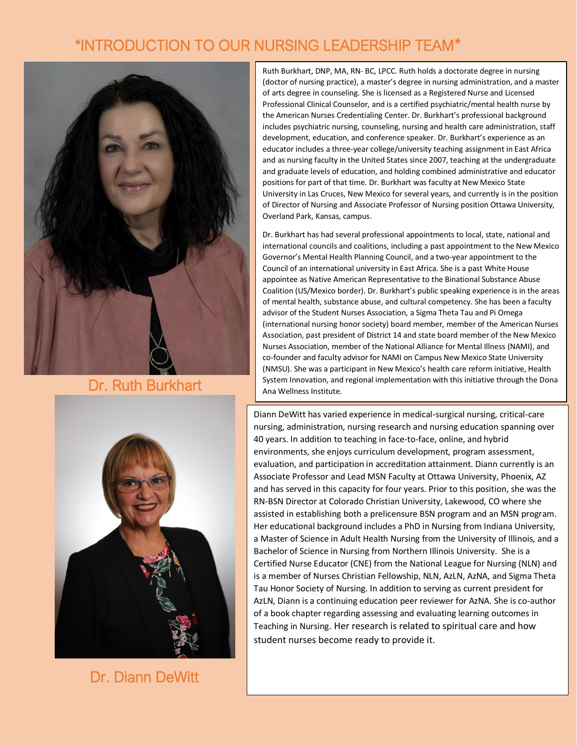# *INTRODUCTION TO OUR NURSING LEADERSHIP TEAM*

## Dr. Ruth Burkhart

Ruth Burkhart, DNP, MA, RN- BC, LPCC. Ruth holds a doctorate degree in nursing (doctor of nursing practice), a master's degree in nursing administration, and a master of arts degree in counseling. She is licensed as a Registered Nurse and Licensed Professional Clinical Counselor, and is a certified psychiatric/mental health nurse by the American Nurses Credentialing Center. Dr. Burkhart's professional background includes psychiatric nursing, counseling, nursing and health care administration, staff development, education, and conference speaker. Dr. Burkhart's experience as an educator includes a three-year college/university teaching assignment in East Africa and as nursing faculty in the United States since 2007, teaching at the undergraduate and graduate levels of education, and holding combined administrative and educator positions for part of that time. Dr. Burkhart was faculty at New Mexico State University in Las Cruces, New Mexico for several years, and currently is in the position of Director of Nursing and Associate Professor of Nursing position Ottawa University, Overland Park, Kansas, campus.

Dr. Burkhart has had several professional appointments to local, state, national and international councils and coalitions, including a past appointment to the New Mexico Governor's Mental Health Planning Council, and a two-year appointment to the Council of an international university in East Africa. She is a past White House appointee as Native American Representative to the Binational Substance Abuse Coalition (US/Mexico border). Dr. Burkhart's public speaking experience is in the areas of mental health, substance abuse, and cultural competency. She has been a faculty advisor of the Student Nurses Association, a Sigma Theta Tau and Pi Omega (international nursing honor society) board member, member of the American Nurses Association, past president of District 14 and state board member of the New Mexico Nurses Association, member of the National Alliance for Mental Illness (NAMI), and co-founder and faculty advisor for NAMI on Campus New Mexico State University (NMSU). She was a participant in New Mexico's health care reform initiative, Health System Innovation, and regional implementation with this initiative through the Dona Ana Wellness Institute.

## Dr. Diann DeWitt

Diann DeWitt has varied experience in medical-surgical nursing, critical-care nursing, administration, nursing research and nursing education spanning over 40 years. In addition to teaching in face-to-face, online, and hybrid environments, she enjoys curriculum development, program assessment, evaluation, and participation in accreditation attainment. Diann currently is an Associate Professor and Lead MSN Faculty at Ottawa University, Phoenix, AZ and has served in this capacity for four years. Prior to this position, she was the RN-BSN Director at Colorado Christian University, Lakewood, CO where she assisted in establishing both a prelicensure BSN program and an MSN program. Her educational background includes a PhD in Nursing from Indiana University, a Master of Science in Adult Health Nursing from the University of Illinois, and a Bachelor of Science in Nursing from Northern Illinois University. She is a Certified Nurse Educator (CNE) from the National League for Nursing (NLN) and is a member of Nurses Christian Fellowship, NLN, AzLN, AzNA, and Sigma Theta Tau Honor Society of Nursing. In addition to serving as current president for AzLN, Diann is a continuing education peer reviewer for AzNA. She is co-author of a book chapter regarding assessing and evaluating learning outcomes in Teaching in Nursing. Her research is related to spiritual care and how student nurses become ready to provide it.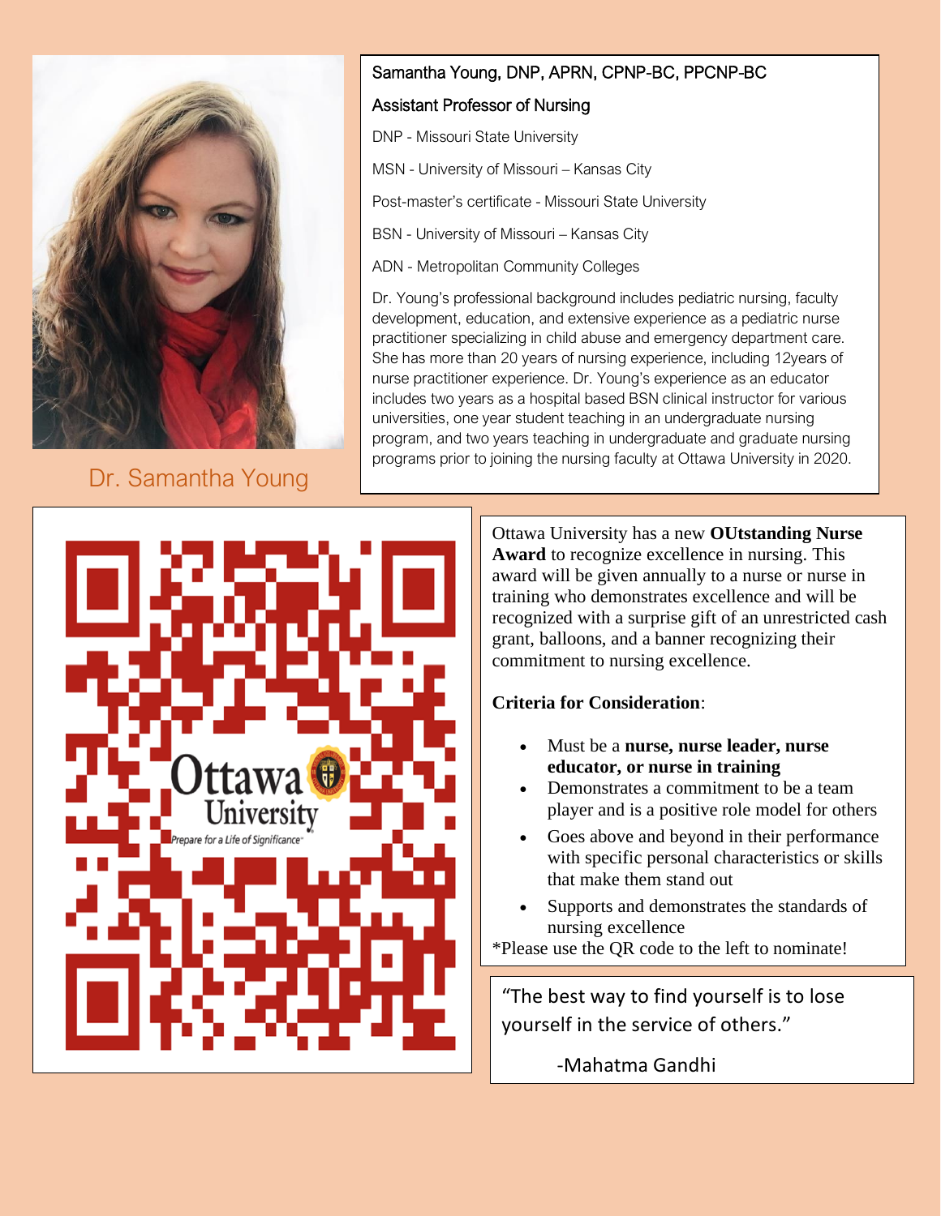Dr. Samantha Young

**Samantha Young, DNP, APRN, CPNP-BC, PPCNP-BC**

**Assistant Professor of Nursing**

DNP - Missouri State University

MSN - University of Missouri – Kansas City

Post-master's certificate - Missouri State University

BSN - University of Missouri – Kansas City

ADN - Metropolitan Community Colleges

Dr. Young's professional background includes pediatric nursing, faculty development, education, and extensive experience as a pediatric nurse practitioner specializing in child abuse and emergency department care. She has more than 20 years of nursing experience, including 12years of nurse practitioner experience. Dr. Young's experience as an educator includes two years as a hospital based BSN clinical instructor for various universities, one year student teaching in an undergraduate nursing program, and two years teaching in undergraduate and graduate nursing programs prior to joining the nursing faculty at Ottawa University in 2020.

Ottawa University

Prepare for a Life of Significance

Ottawa University has a new **OUtstanding Nurse Award** to recognize excellence in nursing. This award will be given annually to a nurse or nurse in training who demonstrates excellence and will be recognized with a surprise gift of an unrestricted cash grant, balloons, and a banner recognizing their commitment to nursing excellence.

**Criteria for Consideration**:

- Must be a **nurse, nurse leader, nurse educator, or nurse in training**
- Demonstrates a commitment to be a team player and is a positive role model for others
- Goes above and beyond in their performance with specific personal characteristics or skills that make them stand out
- Supports and demonstrates the standards of nursing excellence

*Please use the QR code to the left to nominate!

"The best way to find yourself is to lose yourself in the service of others."

-Mahatma Gandhi